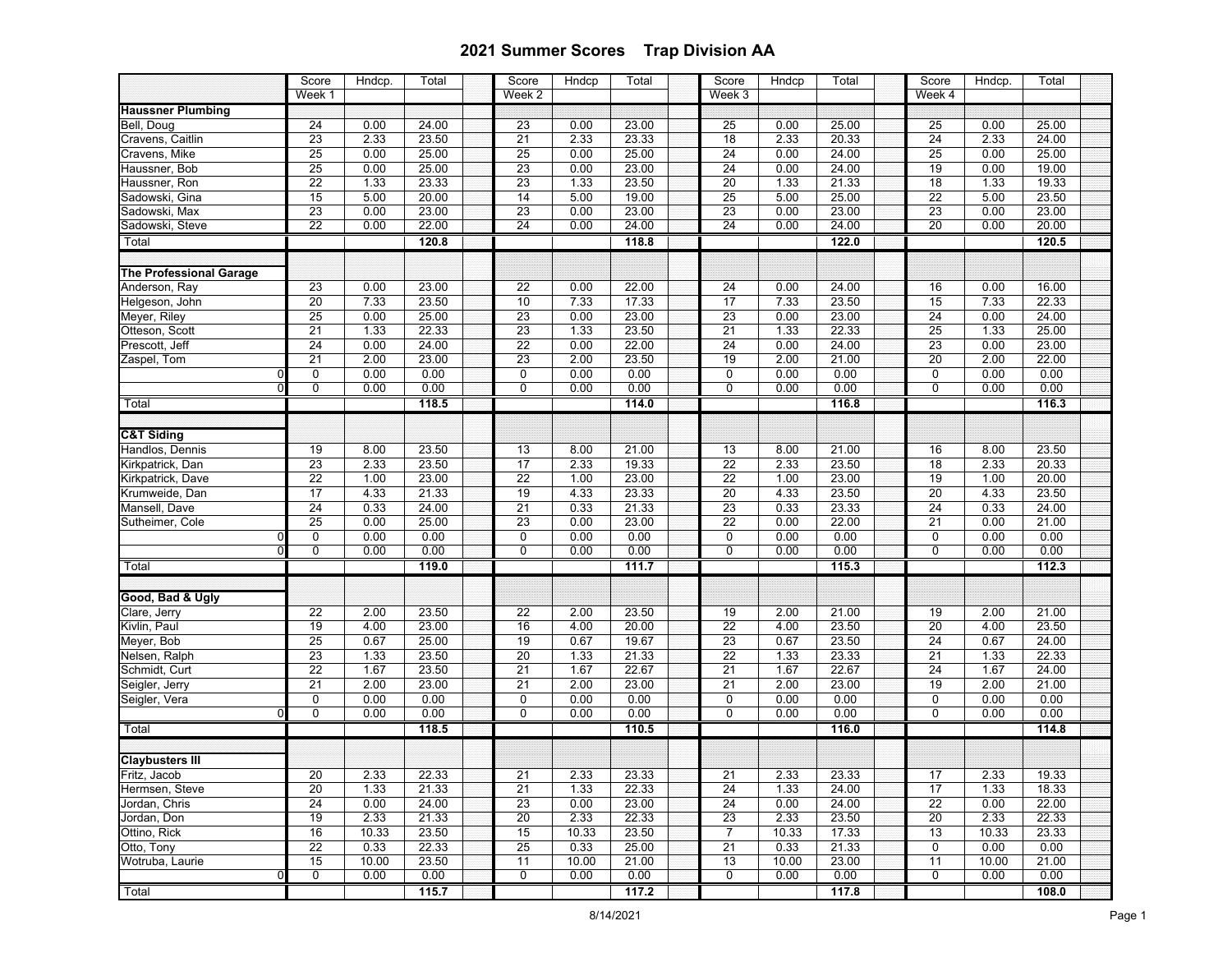# 2021 Summer Scores Trap Division AA

| | Score Week 1 | Hndcp. | Total | Score Week 2 | Hndcp | Total | Score Week 3 | Hndcp | Total | Score Week 4 | Hndcp. | Total |
|---|---|---|---|---|---|---|---|---|---|---|---|---|
| **Haussner Plumbing** | | | | | | | | | | | | |
| Bell, Doug | 24 | 0.00 | 24.00 | 23 | 0.00 | 23.00 | 25 | 0.00 | 25.00 | 25 | 0.00 | 25.00 |
| Cravens, Caitlin | 23 | 2.33 | 23.50 | 21 | 2.33 | 23.33 | 18 | 2.33 | 20.33 | 24 | 2.33 | 24.00 |
| Cravens, Mike | 25 | 0.00 | 25.00 | 25 | 0.00 | 25.00 | 24 | 0.00 | 24.00 | 25 | 0.00 | 25.00 |
| Haussner, Bob | 25 | 0.00 | 25.00 | 23 | 0.00 | 23.00 | 24 | 0.00 | 24.00 | 19 | 0.00 | 19.00 |
| Haussner, Ron | 22 | 1.33 | 23.33 | 23 | 1.33 | 23.50 | 20 | 1.33 | 21.33 | 18 | 1.33 | 19.33 |
| Sadowski, Gina | 15 | 5.00 | 20.00 | 14 | 5.00 | 19.00 | 25 | 5.00 | 25.00 | 22 | 5.00 | 23.50 |
| Sadowski, Max | 23 | 0.00 | 23.00 | 23 | 0.00 | 23.00 | 23 | 0.00 | 23.00 | 23 | 0.00 | 23.00 |
| Sadowski, Steve | 22 | 0.00 | 22.00 | 24 | 0.00 | 24.00 | 24 | 0.00 | 24.00 | 20 | 0.00 | 20.00 |
| Total | | | **120.8** | | | **118.8** | | | **122.0** | | | **120.5** |
| **The Professional Garage** | | | | | | | | | | | | |
| Anderson, Ray | 23 | 0.00 | 23.00 | 22 | 0.00 | 22.00 | 24 | 0.00 | 24.00 | 16 | 0.00 | 16.00 |
| Helgeson, John | 20 | 7.33 | 23.50 | 10 | 7.33 | 17.33 | 17 | 7.33 | 23.50 | 15 | 7.33 | 22.33 |
| Meyer, Riley | 25 | 0.00 | 25.00 | 23 | 0.00 | 23.00 | 23 | 0.00 | 23.00 | 24 | 0.00 | 24.00 |
| Otteson, Scott | 21 | 1.33 | 22.33 | 23 | 1.33 | 23.50 | 21 | 1.33 | 22.33 | 25 | 1.33 | 25.00 |
| Prescott, Jeff | 24 | 0.00 | 24.00 | 22 | 0.00 | 22.00 | 24 | 0.00 | 24.00 | 23 | 0.00 | 23.00 |
| Zaspel, Tom | 21 | 2.00 | 23.00 | 23 | 2.00 | 23.50 | 19 | 2.00 | 21.00 | 20 | 2.00 | 22.00 |
| 0 | 0 | 0.00 | 0.00 | 0 | 0.00 | 0.00 | 0 | 0.00 | 0.00 | 0 | 0.00 | 0.00 |
| 0 | 0 | 0.00 | 0.00 | 0 | 0.00 | 0.00 | 0 | 0.00 | 0.00 | 0 | 0.00 | 0.00 |
| Total | | | **118.5** | | | **114.0** | | | **116.8** | | | **116.3** |
| **C&T Siding** | | | | | | | | | | | | |
| Handlos, Dennis | 19 | 8.00 | 23.50 | 13 | 8.00 | 21.00 | 13 | 8.00 | 21.00 | 16 | 8.00 | 23.50 |
| Kirkpatrick, Dan | 23 | 2.33 | 23.50 | 17 | 2.33 | 19.33 | 22 | 2.33 | 23.50 | 18 | 2.33 | 20.33 |
| Kirkpatrick, Dave | 22 | 1.00 | 23.00 | 22 | 1.00 | 23.00 | 22 | 1.00 | 23.00 | 19 | 1.00 | 20.00 |
| Krumweide, Dan | 17 | 4.33 | 21.33 | 19 | 4.33 | 23.33 | 20 | 4.33 | 23.50 | 20 | 4.33 | 23.50 |
| Mansell, Dave | 24 | 0.33 | 24.00 | 21 | 0.33 | 21.33 | 23 | 0.33 | 23.33 | 24 | 0.33 | 24.00 |
| Sutheimer, Cole | 25 | 0.00 | 25.00 | 23 | 0.00 | 23.00 | 22 | 0.00 | 22.00 | 21 | 0.00 | 21.00 |
| 0 | 0 | 0.00 | 0.00 | 0 | 0.00 | 0.00 | 0 | 0.00 | 0.00 | 0 | 0.00 | 0.00 |
| 0 | 0 | 0.00 | 0.00 | 0 | 0.00 | 0.00 | 0 | 0.00 | 0.00 | 0 | 0.00 | 0.00 |
| Total | | | **119.0** | | | **111.7** | | | **115.3** | | | **112.3** |
| **Good, Bad & Ugly** | | | | | | | | | | | | |
| Clare, Jerry | 22 | 2.00 | 23.50 | 22 | 2.00 | 23.50 | 19 | 2.00 | 21.00 | 19 | 2.00 | 21.00 |
| Kivlin, Paul | 19 | 4.00 | 23.00 | 16 | 4.00 | 20.00 | 22 | 4.00 | 23.50 | 20 | 4.00 | 23.50 |
| Meyer, Bob | 25 | 0.67 | 25.00 | 19 | 0.67 | 19.67 | 23 | 0.67 | 23.50 | 24 | 0.67 | 24.00 |
| Nelsen, Ralph | 23 | 1.33 | 23.50 | 20 | 1.33 | 21.33 | 22 | 1.33 | 23.33 | 21 | 1.33 | 22.33 |
| Schmidt, Curt | 22 | 1.67 | 23.50 | 21 | 1.67 | 22.67 | 21 | 1.67 | 22.67 | 24 | 1.67 | 24.00 |
| Seigler, Jerry | 21 | 2.00 | 23.00 | 21 | 2.00 | 23.00 | 21 | 2.00 | 23.00 | 19 | 2.00 | 21.00 |
| Seigler, Vera | 0 | 0.00 | 0.00 | 0 | 0.00 | 0.00 | 0 | 0.00 | 0.00 | 0 | 0.00 | 0.00 |
| 0 | 0 | 0.00 | 0.00 | 0 | 0.00 | 0.00 | 0 | 0.00 | 0.00 | 0 | 0.00 | 0.00 |
| Total | | | **118.5** | | | **110.5** | | | **116.0** | | | **114.8** |
| **Claybusters III** | | | | | | | | | | | | |
| Fritz, Jacob | 20 | 2.33 | 22.33 | 21 | 2.33 | 23.33 | 21 | 2.33 | 23.33 | 17 | 2.33 | 19.33 |
| Hermsen, Steve | 20 | 1.33 | 21.33 | 21 | 1.33 | 22.33 | 24 | 1.33 | 24.00 | 17 | 1.33 | 18.33 |
| Jordan, Chris | 24 | 0.00 | 24.00 | 23 | 0.00 | 23.00 | 24 | 0.00 | 24.00 | 22 | 0.00 | 22.00 |
| Jordan, Don | 19 | 2.33 | 21.33 | 20 | 2.33 | 22.33 | 23 | 2.33 | 23.50 | 20 | 2.33 | 22.33 |
| Ottino, Rick | 16 | 10.33 | 23.50 | 15 | 10.33 | 23.50 | 7 | 10.33 | 17.33 | 13 | 10.33 | 23.33 |
| Otto, Tony | 22 | 0.33 | 22.33 | 25 | 0.33 | 25.00 | 21 | 0.33 | 21.33 | 0 | 0.00 | 0.00 |
| Wotruba, Laurie | 15 | 10.00 | 23.50 | 11 | 10.00 | 21.00 | 13 | 10.00 | 23.00 | 11 | 10.00 | 21.00 |
| 0 | 0 | 0.00 | 0.00 | 0 | 0.00 | 0.00 | 0 | 0.00 | 0.00 | 0 | 0.00 | 0.00 |
| Total | | | **115.7** | | | **117.2** | | | **117.8** | | | **108.0** |

8/14/2021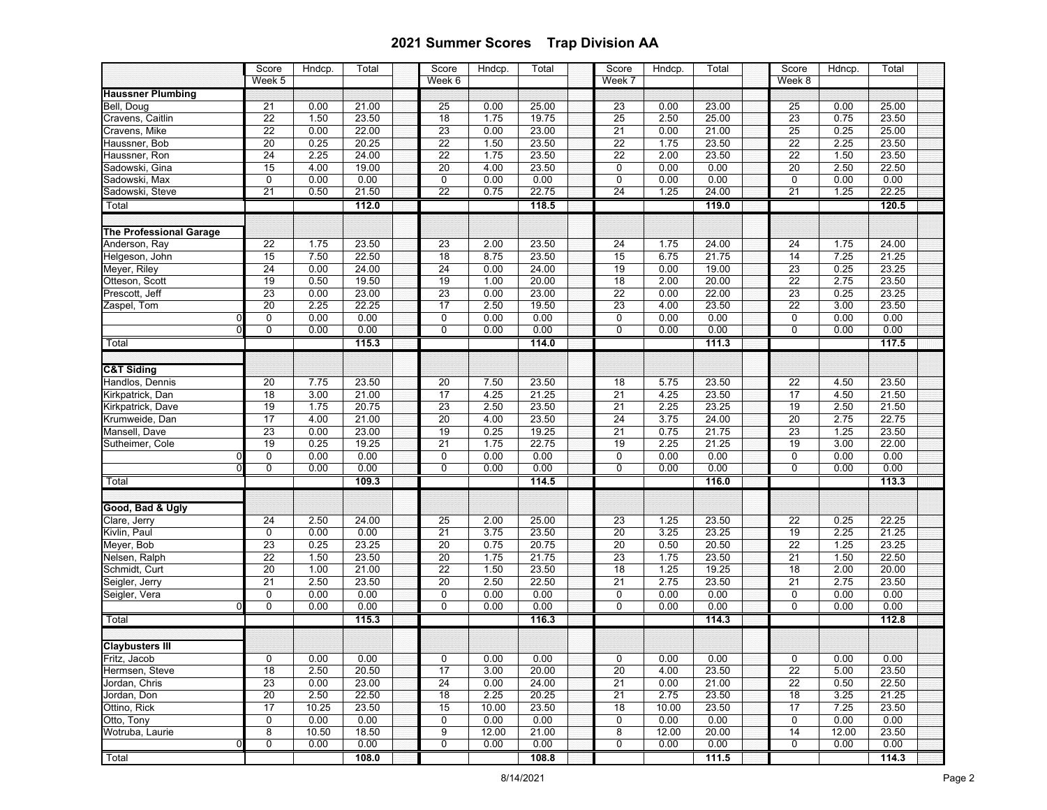## 2021 Summer Scores Trap Division AA

| | Score | Hndcp. | Total | | Score | Hndcp. | Total | | Score | Hndcp. | Total | | Score | Hdncp. | Total | |
|---|---|---|---|---|---|---|---|---|---|---|---|---|---|---|---|---|
| | Week 5 | | | | Week 6 | | | | Week 7 | | | | Week 8 | | | |
| **Haussner Plumbing** | | | | | | | | | | | | | | | | |
| Bell, Doug | 21 | 0.00 | 21.00 | | 25 | 0.00 | 25.00 | | 23 | 0.00 | 23.00 | | 25 | 0.00 | 25.00 | |
| Cravens, Caitlin | 22 | 1.50 | 23.50 | | 18 | 1.75 | 19.75 | | 25 | 2.50 | 25.00 | | 23 | 0.75 | 23.50 | |
| Cravens, Mike | 22 | 0.00 | 22.00 | | 23 | 0.00 | 23.00 | | 21 | 0.00 | 21.00 | | 25 | 0.25 | 25.00 | |
| Haussner, Bob | 20 | 0.25 | 20.25 | | 22 | 1.50 | 23.50 | | 22 | 1.75 | 23.50 | | 22 | 2.25 | 23.50 | |
| Haussner, Ron | 24 | 2.25 | 24.00 | | 22 | 1.75 | 23.50 | | 22 | 2.00 | 23.50 | | 22 | 1.50 | 23.50 | |
| Sadowski, Gina | 15 | 4.00 | 19.00 | | 20 | 4.00 | 23.50 | | 0 | 0.00 | 0.00 | | 20 | 2.50 | 22.50 | |
| Sadowski, Max | 0 | 0.00 | 0.00 | | 0 | 0.00 | 0.00 | | 0 | 0.00 | 0.00 | | 0 | 0.00 | 0.00 | |
| Sadowski, Steve | 21 | 0.50 | 21.50 | | 22 | 0.75 | 22.75 | | 24 | 1.25 | 24.00 | | 21 | 1.25 | 22.25 | |
| Total | | | 112.0 | | | | 118.5 | | | | 119.0 | | | | 120.5 | |
| | | | | | | | | | | | | | | | | |
| **The Professional Garage** | | | | | | | | | | | | | | | | |
| Anderson, Ray | 22 | 1.75 | 23.50 | | 23 | 2.00 | 23.50 | | 24 | 1.75 | 24.00 | | 24 | 1.75 | 24.00 | |
| Helgeson, John | 15 | 7.50 | 22.50 | | 18 | 8.75 | 23.50 | | 15 | 6.75 | 21.75 | | 14 | 7.25 | 21.25 | |
| Meyer, Riley | 24 | 0.00 | 24.00 | | 24 | 0.00 | 24.00 | | 19 | 0.00 | 19.00 | | 23 | 0.25 | 23.25 | |
| Otteson, Scott | 19 | 0.50 | 19.50 | | 19 | 1.00 | 20.00 | | 18 | 2.00 | 20.00 | | 22 | 2.75 | 23.50 | |
| Prescott, Jeff | 23 | 0.00 | 23.00 | | 23 | 0.00 | 23.00 | | 22 | 0.00 | 22.00 | | 23 | 0.25 | 23.25 | |
| Zaspel, Tom | 20 | 2.25 | 22.25 | | 17 | 2.50 | 19.50 | | 23 | 4.00 | 23.50 | | 22 | 3.00 | 23.50 | |
| 0 | 0 | 0.00 | 0.00 | | 0 | 0.00 | 0.00 | | 0 | 0.00 | 0.00 | | 0 | 0.00 | 0.00 | |
| 0 | 0 | 0.00 | 0.00 | | 0 | 0.00 | 0.00 | | 0 | 0.00 | 0.00 | | 0 | 0.00 | 0.00 | |
| Total | | | 115.3 | | | | 114.0 | | | | 111.3 | | | | 117.5 | |
| | | | | | | | | | | | | | | | | |
| **C&T Siding** | | | | | | | | | | | | | | | | |
| Handlos, Dennis | 20 | 7.75 | 23.50 | | 20 | 7.50 | 23.50 | | 18 | 5.75 | 23.50 | | 22 | 4.50 | 23.50 | |
| Kirkpatrick, Dan | 18 | 3.00 | 21.00 | | 17 | 4.25 | 21.25 | | 21 | 4.25 | 23.50 | | 17 | 4.50 | 21.50 | |
| Kirkpatrick, Dave | 19 | 1.75 | 20.75 | | 23 | 2.50 | 23.50 | | 21 | 2.25 | 23.25 | | 19 | 2.50 | 21.50 | |
| Krumweide, Dan | 17 | 4.00 | 21.00 | | 20 | 4.00 | 23.50 | | 24 | 3.75 | 24.00 | | 20 | 2.75 | 22.75 | |
| Mansell, Dave | 23 | 0.00 | 23.00 | | 19 | 0.25 | 19.25 | | 21 | 0.75 | 21.75 | | 23 | 1.25 | 23.50 | |
| Sutheimer, Cole | 19 | 0.25 | 19.25 | | 21 | 1.75 | 22.75 | | 19 | 2.25 | 21.25 | | 19 | 3.00 | 22.00 | |
| 0 | 0 | 0.00 | 0.00 | | 0 | 0.00 | 0.00 | | 0 | 0.00 | 0.00 | | 0 | 0.00 | 0.00 | |
| 0 | 0 | 0.00 | 0.00 | | 0 | 0.00 | 0.00 | | 0 | 0.00 | 0.00 | | 0 | 0.00 | 0.00 | |
| Total | | | 109.3 | | | | 114.5 | | | | 116.0 | | | | 113.3 | |
| | | | | | | | | | | | | | | | | |
| **Good, Bad & Ugly** | | | | | | | | | | | | | | | | |
| Clare, Jerry | 24 | 2.50 | 24.00 | | 25 | 2.00 | 25.00 | | 23 | 1.25 | 23.50 | | 22 | 0.25 | 22.25 | |
| Kivlin, Paul | 0 | 0.00 | 0.00 | | 21 | 3.75 | 23.50 | | 20 | 3.25 | 23.25 | | 19 | 2.25 | 21.25 | |
| Meyer, Bob | 23 | 0.25 | 23.25 | | 20 | 0.75 | 20.75 | | 20 | 0.50 | 20.50 | | 22 | 1.25 | 23.25 | |
| Nelsen, Ralph | 22 | 1.50 | 23.50 | | 20 | 1.75 | 21.75 | | 23 | 1.75 | 23.50 | | 21 | 1.50 | 22.50 | |
| Schmidt, Curt | 20 | 1.00 | 21.00 | | 22 | 1.50 | 23.50 | | 18 | 1.25 | 19.25 | | 18 | 2.00 | 20.00 | |
| Seigler, Jerry | 21 | 2.50 | 23.50 | | 20 | 2.50 | 22.50 | | 21 | 2.75 | 23.50 | | 21 | 2.75 | 23.50 | |
| Seigler, Vera | 0 | 0.00 | 0.00 | | 0 | 0.00 | 0.00 | | 0 | 0.00 | 0.00 | | 0 | 0.00 | 0.00 | |
| 0 | 0 | 0.00 | 0.00 | | 0 | 0.00 | 0.00 | | 0 | 0.00 | 0.00 | | 0 | 0.00 | 0.00 | |
| Total | | | 115.3 | | | | 116.3 | | | | 114.3 | | | | 112.8 | |
| | | | | | | | | | | | | | | | | |
| **Claybusters III** | | | | | | | | | | | | | | | | |
| Fritz, Jacob | 0 | 0.00 | 0.00 | | 0 | 0.00 | 0.00 | | 0 | 0.00 | 0.00 | | 0 | 0.00 | 0.00 | |
| Hermsen, Steve | 18 | 2.50 | 20.50 | | 17 | 3.00 | 20.00 | | 20 | 4.00 | 23.50 | | 22 | 5.00 | 23.50 | |
| Jordan, Chris | 23 | 0.00 | 23.00 | | 24 | 0.00 | 24.00 | | 21 | 0.00 | 21.00 | | 22 | 0.50 | 22.50 | |
| Jordan, Don | 20 | 2.50 | 22.50 | | 18 | 2.25 | 20.25 | | 21 | 2.75 | 23.50 | | 18 | 3.25 | 21.25 | |
| Ottino, Rick | 17 | 10.25 | 23.50 | | 15 | 10.00 | 23.50 | | 18 | 10.00 | 23.50 | | 17 | 7.25 | 23.50 | |
| Otto, Tony | 0 | 0.00 | 0.00 | | 0 | 0.00 | 0.00 | | 0 | 0.00 | 0.00 | | 0 | 0.00 | 0.00 | |
| Wotruba, Laurie | 8 | 10.50 | 18.50 | | 9 | 12.00 | 21.00 | | 8 | 12.00 | 20.00 | | 14 | 12.00 | 23.50 | |
| 0 | 0 | 0.00 | 0.00 | | 0 | 0.00 | 0.00 | | 0 | 0.00 | 0.00 | | 0 | 0.00 | 0.00 | |
| Total | | | 108.0 | | | | 108.8 | | | | 111.5 | | | | 114.3 | |

8/14/2021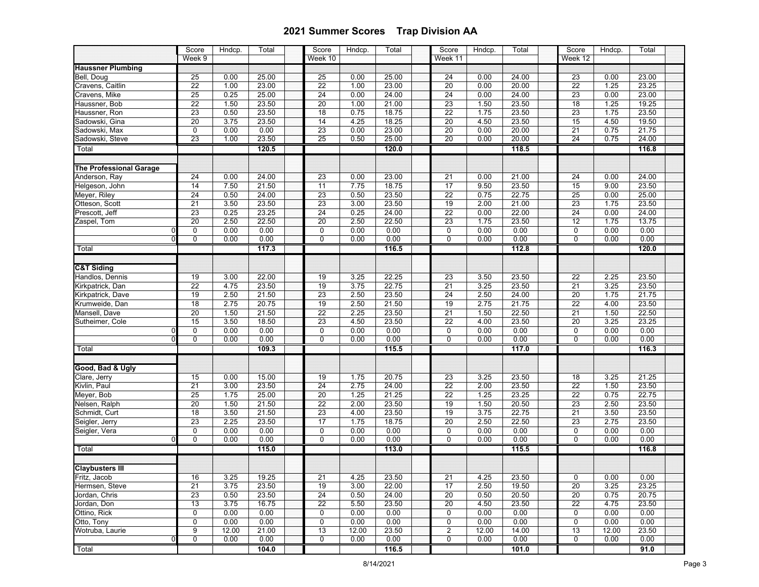# 2021 Summer Scores Trap Division AA

| | Score | Hndcp. | Total | Score | Hndcp. | Total | Score | Hndcp. | Total | Score | Hndcp. | Total |
|---|---|---|---|---|---|---|---|---|---|---|---|---|
| | Week 9 | | | Week 10 | | | Week 11 | | | Week 12 | | |
| **Haussner Plumbing** | | | | | | | | | | | | |
| Bell, Doug | 25 | 0.00 | 25.00 | 25 | 0.00 | 25.00 | 24 | 0.00 | 24.00 | 23 | 0.00 | 23.00 |
| Cravens, Caitlin | 22 | 1.00 | 23.00 | 22 | 1.00 | 23.00 | 20 | 0.00 | 20.00 | 22 | 1.25 | 23.25 |
| Cravens, Mike | 25 | 0.25 | 25.00 | 24 | 0.00 | 24.00 | 24 | 0.00 | 24.00 | 23 | 0.00 | 23.00 |
| Haussner, Bob | 22 | 1.50 | 23.50 | 20 | 1.00 | 21.00 | 23 | 1.50 | 23.50 | 18 | 1.25 | 19.25 |
| Haussner, Ron | 23 | 0.50 | 23.50 | 18 | 0.75 | 18.75 | 22 | 1.75 | 23.50 | 23 | 1.75 | 23.50 |
| Sadowski, Gina | 20 | 3.75 | 23.50 | 14 | 4.25 | 18.25 | 20 | 4.50 | 23.50 | 15 | 4.50 | 19.50 |
| Sadowski, Max | 0 | 0.00 | 0.00 | 23 | 0.00 | 23.00 | 20 | 0.00 | 20.00 | 21 | 0.75 | 21.75 |
| Sadowski, Steve | 23 | 1.00 | 23.50 | 25 | 0.50 | 25.00 | 20 | 0.00 | 20.00 | 24 | 0.75 | 24.00 |
| Total | | | **120.5** | | | **120.0** | | | **118.5** | | | **116.8** |
| **The Professional Garage** | | | | | | | | | | | | |
| Anderson, Ray | 24 | 0.00 | 24.00 | 23 | 0.00 | 23.00 | 21 | 0.00 | 21.00 | 24 | 0.00 | 24.00 |
| Helgeson, John | 14 | 7.50 | 21.50 | 11 | 7.75 | 18.75 | 17 | 9.50 | 23.50 | 15 | 9.00 | 23.50 |
| Meyer, Riley | 24 | 0.50 | 24.00 | 23 | 0.50 | 23.50 | 22 | 0.75 | 22.75 | 25 | 0.00 | 25.00 |
| Otteson, Scott | 21 | 3.50 | 23.50 | 23 | 3.00 | 23.50 | 19 | 2.00 | 21.00 | 23 | 1.75 | 23.50 |
| Prescott, Jeff | 23 | 0.25 | 23.25 | 24 | 0.25 | 24.00 | 22 | 0.00 | 22.00 | 24 | 0.00 | 24.00 |
| Zaspel, Tom | 20 | 2.50 | 22.50 | 20 | 2.50 | 22.50 | 23 | 1.75 | 23.50 | 12 | 1.75 | 13.75 |
| 0 | 0 | 0.00 | 0.00 | 0 | 0.00 | 0.00 | 0 | 0.00 | 0.00 | 0 | 0.00 | 0.00 |
| 0 | 0 | 0.00 | 0.00 | 0 | 0.00 | 0.00 | 0 | 0.00 | 0.00 | 0 | 0.00 | 0.00 |
| Total | | | **117.3** | | | **116.5** | | | **112.8** | | | **120.0** |
| **C&T Siding** | | | | | | | | | | | | |
| Handlos, Dennis | 19 | 3.00 | 22.00 | 19 | 3.25 | 22.25 | 23 | 3.50 | 23.50 | 22 | 2.25 | 23.50 |
| Kirkpatrick, Dan | 22 | 4.75 | 23.50 | 19 | 3.75 | 22.75 | 21 | 3.25 | 23.50 | 21 | 3.25 | 23.50 |
| Kirkpatrick, Dave | 19 | 2.50 | 21.50 | 23 | 2.50 | 23.50 | 24 | 2.50 | 24.00 | 20 | 1.75 | 21.75 |
| Krumweide, Dan | 18 | 2.75 | 20.75 | 19 | 2.50 | 21.50 | 19 | 2.75 | 21.75 | 22 | 4.00 | 23.50 |
| Mansell, Dave | 20 | 1.50 | 21.50 | 22 | 2.25 | 23.50 | 21 | 1.50 | 22.50 | 21 | 1.50 | 22.50 |
| Sutheimer, Cole | 15 | 3.50 | 18.50 | 23 | 4.50 | 23.50 | 22 | 4.00 | 23.50 | 20 | 3.25 | 23.25 |
| 0 | 0 | 0.00 | 0.00 | 0 | 0.00 | 0.00 | 0 | 0.00 | 0.00 | 0 | 0.00 | 0.00 |
| 0 | 0 | 0.00 | 0.00 | 0 | 0.00 | 0.00 | 0 | 0.00 | 0.00 | 0 | 0.00 | 0.00 |
| Total | | | **109.3** | | | **115.5** | | | **117.0** | | | **116.3** |
| **Good, Bad & Ugly** | | | | | | | | | | | | |
| Clare, Jerry | 15 | 0.00 | 15.00 | 19 | 1.75 | 20.75 | 23 | 3.25 | 23.50 | 18 | 3.25 | 21.25 |
| Kivlin, Paul | 21 | 3.00 | 23.50 | 24 | 2.75 | 24.00 | 22 | 2.00 | 23.50 | 22 | 1.50 | 23.50 |
| Meyer, Bob | 25 | 1.75 | 25.00 | 20 | 1.25 | 21.25 | 22 | 1.25 | 23.25 | 22 | 0.75 | 22.75 |
| Nelsen, Ralph | 20 | 1.50 | 21.50 | 22 | 2.00 | 23.50 | 19 | 1.50 | 20.50 | 23 | 2.50 | 23.50 |
| Schmidt, Curt | 18 | 3.50 | 21.50 | 23 | 4.00 | 23.50 | 19 | 3.75 | 22.75 | 21 | 3.50 | 23.50 |
| Seigler, Jerry | 23 | 2.25 | 23.50 | 17 | 1.75 | 18.75 | 20 | 2.50 | 22.50 | 23 | 2.75 | 23.50 |
| Seigler, Vera | 0 | 0.00 | 0.00 | 0 | 0.00 | 0.00 | 0 | 0.00 | 0.00 | 0 | 0.00 | 0.00 |
| 0 | 0 | 0.00 | 0.00 | 0 | 0.00 | 0.00 | 0 | 0.00 | 0.00 | 0 | 0.00 | 0.00 |
| Total | | | **115.0** | | | **113.0** | | | **115.5** | | | **116.8** |
| **Claybusters III** | | | | | | | | | | | | |
| Fritz, Jacob | 16 | 3.25 | 19.25 | 21 | 4.25 | 23.50 | 21 | 4.25 | 23.50 | 0 | 0.00 | 0.00 |
| Hermsen, Steve | 21 | 3.75 | 23.50 | 19 | 3.00 | 22.00 | 17 | 2.50 | 19.50 | 20 | 3.25 | 23.25 |
| Jordan, Chris | 23 | 0.50 | 23.50 | 24 | 0.50 | 24.00 | 20 | 0.50 | 20.50 | 20 | 0.75 | 20.75 |
| Jordan, Don | 13 | 3.75 | 16.75 | 22 | 5.50 | 23.50 | 20 | 4.50 | 23.50 | 22 | 4.75 | 23.50 |
| Ottino, Rick | 0 | 0.00 | 0.00 | 0 | 0.00 | 0.00 | 0 | 0.00 | 0.00 | 0 | 0.00 | 0.00 |
| Otto, Tony | 0 | 0.00 | 0.00 | 0 | 0.00 | 0.00 | 0 | 0.00 | 0.00 | 0 | 0.00 | 0.00 |
| Wotruba, Laurie | 9 | 12.00 | 21.00 | 13 | 12.00 | 23.50 | 2 | 12.00 | 14.00 | 13 | 12.00 | 23.50 |
| 0 | 0 | 0.00 | 0.00 | 0 | 0.00 | 0.00 | 0 | 0.00 | 0.00 | 0 | 0.00 | 0.00 |
| Total | | | **104.0** | | | **116.5** | | | **101.0** | | | **91.0** |

8/14/2021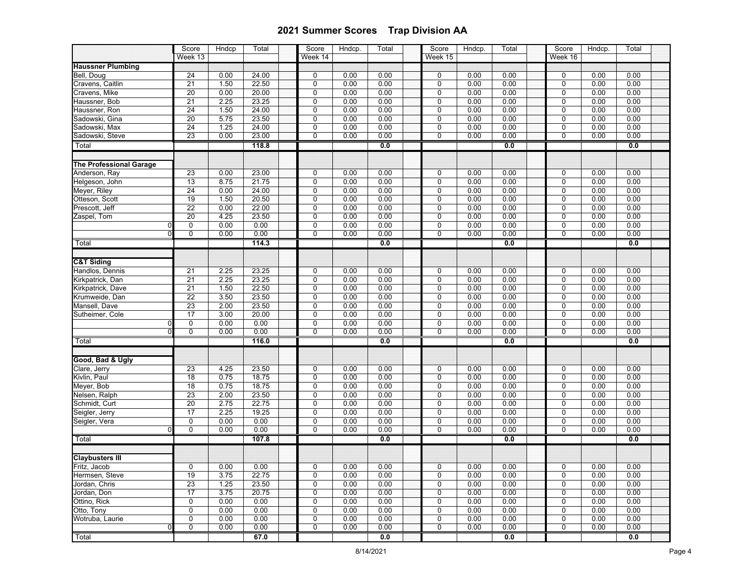## 2021 Summer Scores Trap Division AA

| | Score Week 13 | Hndcp | Total | Score Week 14 | Hndcp. | Total | Score Week 15 | Hndcp. | Total | Score Week 16 | Hndcp. | Total |
|---|---|---|---|---|---|---|---|---|---|---|---|---|
| **Haussner Plumbing** | | | | | | | | | | | | |
| Bell, Doug | 24 | 0.00 | 24.00 | 0 | 0.00 | 0.00 | 0 | 0.00 | 0.00 | 0 | 0.00 | 0.00 |
| Cravens, Caitlin | 21 | 1.50 | 22.50 | 0 | 0.00 | 0.00 | 0 | 0.00 | 0.00 | 0 | 0.00 | 0.00 |
| Cravens, Mike | 20 | 0.00 | 20.00 | 0 | 0.00 | 0.00 | 0 | 0.00 | 0.00 | 0 | 0.00 | 0.00 |
| Haussner, Bob | 21 | 2.25 | 23.25 | 0 | 0.00 | 0.00 | 0 | 0.00 | 0.00 | 0 | 0.00 | 0.00 |
| Haussner, Ron | 24 | 1.50 | 24.00 | 0 | 0.00 | 0.00 | 0 | 0.00 | 0.00 | 0 | 0.00 | 0.00 |
| Sadowski, Gina | 20 | 5.75 | 23.50 | 0 | 0.00 | 0.00 | 0 | 0.00 | 0.00 | 0 | 0.00 | 0.00 |
| Sadowski, Max | 24 | 1.25 | 24.00 | 0 | 0.00 | 0.00 | 0 | 0.00 | 0.00 | 0 | 0.00 | 0.00 |
| Sadowski, Steve | 23 | 0.00 | 23.00 | 0 | 0.00 | 0.00 | 0 | 0.00 | 0.00 | 0 | 0.00 | 0.00 |
| Total | | | **118.8** | | | **0.0** | | | **0.0** | | | **0.0** |
| **The Professional Garage** | | | | | | | | | | | | |
| Anderson, Ray | 23 | 0.00 | 23.00 | 0 | 0.00 | 0.00 | 0 | 0.00 | 0.00 | 0 | 0.00 | 0.00 |
| Helgeson, John | 13 | 8.75 | 21.75 | 0 | 0.00 | 0.00 | 0 | 0.00 | 0.00 | 0 | 0.00 | 0.00 |
| Meyer, Riley | 24 | 0.00 | 24.00 | 0 | 0.00 | 0.00 | 0 | 0.00 | 0.00 | 0 | 0.00 | 0.00 |
| Otteson, Scott | 19 | 1.50 | 20.50 | 0 | 0.00 | 0.00 | 0 | 0.00 | 0.00 | 0 | 0.00 | 0.00 |
| Prescott, Jeff | 22 | 0.00 | 22.00 | 0 | 0.00 | 0.00 | 0 | 0.00 | 0.00 | 0 | 0.00 | 0.00 |
| Zaspel, Tom | 20 | 4.25 | 23.50 | 0 | 0.00 | 0.00 | 0 | 0.00 | 0.00 | 0 | 0.00 | 0.00 |
| 0 | 0 | 0.00 | 0.00 | 0 | 0.00 | 0.00 | 0 | 0.00 | 0.00 | 0 | 0.00 | 0.00 |
| 0 | 0 | 0.00 | 0.00 | 0 | 0.00 | 0.00 | 0 | 0.00 | 0.00 | 0 | 0.00 | 0.00 |
| Total | | | **114.3** | | | **0.0** | | | **0.0** | | | **0.0** |
| **C&T Siding** | | | | | | | | | | | | |
| Handlos, Dennis | 21 | 2.25 | 23.25 | 0 | 0.00 | 0.00 | 0 | 0.00 | 0.00 | 0 | 0.00 | 0.00 |
| Kirkpatrick, Dan | 21 | 2.25 | 23.25 | 0 | 0.00 | 0.00 | 0 | 0.00 | 0.00 | 0 | 0.00 | 0.00 |
| Kirkpatrick, Dave | 21 | 1.50 | 22.50 | 0 | 0.00 | 0.00 | 0 | 0.00 | 0.00 | 0 | 0.00 | 0.00 |
| Krumweide, Dan | 22 | 3.50 | 23.50 | 0 | 0.00 | 0.00 | 0 | 0.00 | 0.00 | 0 | 0.00 | 0.00 |
| Mansell, Dave | 23 | 2.00 | 23.50 | 0 | 0.00 | 0.00 | 0 | 0.00 | 0.00 | 0 | 0.00 | 0.00 |
| Sutheimer, Cole | 17 | 3.00 | 20.00 | 0 | 0.00 | 0.00 | 0 | 0.00 | 0.00 | 0 | 0.00 | 0.00 |
| 0 | 0 | 0.00 | 0.00 | 0 | 0.00 | 0.00 | 0 | 0.00 | 0.00 | 0 | 0.00 | 0.00 |
| 0 | 0 | 0.00 | 0.00 | 0 | 0.00 | 0.00 | 0 | 0.00 | 0.00 | 0 | 0.00 | 0.00 |
| Total | | | **116.0** | | | **0.0** | | | **0.0** | | | **0.0** |
| **Good, Bad & Ugly** | | | | | | | | | | | | |
| Clare, Jerry | 23 | 4.25 | 23.50 | 0 | 0.00 | 0.00 | 0 | 0.00 | 0.00 | 0 | 0.00 | 0.00 |
| Kivlin, Paul | 18 | 0.75 | 18.75 | 0 | 0.00 | 0.00 | 0 | 0.00 | 0.00 | 0 | 0.00 | 0.00 |
| Meyer, Bob | 18 | 0.75 | 18.75 | 0 | 0.00 | 0.00 | 0 | 0.00 | 0.00 | 0 | 0.00 | 0.00 |
| Nelsen, Ralph | 23 | 2.00 | 23.50 | 0 | 0.00 | 0.00 | 0 | 0.00 | 0.00 | 0 | 0.00 | 0.00 |
| Schmidt, Curt | 20 | 2.75 | 22.75 | 0 | 0.00 | 0.00 | 0 | 0.00 | 0.00 | 0 | 0.00 | 0.00 |
| Seigler, Jerry | 17 | 2.25 | 19.25 | 0 | 0.00 | 0.00 | 0 | 0.00 | 0.00 | 0 | 0.00 | 0.00 |
| Seigler, Vera | 0 | 0.00 | 0.00 | 0 | 0.00 | 0.00 | 0 | 0.00 | 0.00 | 0 | 0.00 | 0.00 |
| 0 | 0 | 0.00 | 0.00 | 0 | 0.00 | 0.00 | 0 | 0.00 | 0.00 | 0 | 0.00 | 0.00 |
| Total | | | **107.8** | | | **0.0** | | | **0.0** | | | **0.0** |
| **Claybusters III** | | | | | | | | | | | | |
| Fritz, Jacob | 0 | 0.00 | 0.00 | 0 | 0.00 | 0.00 | 0 | 0.00 | 0.00 | 0 | 0.00 | 0.00 |
| Hermsen, Steve | 19 | 3.75 | 22.75 | 0 | 0.00 | 0.00 | 0 | 0.00 | 0.00 | 0 | 0.00 | 0.00 |
| Jordan, Chris | 23 | 1.25 | 23.50 | 0 | 0.00 | 0.00 | 0 | 0.00 | 0.00 | 0 | 0.00 | 0.00 |
| Jordan, Don | 17 | 3.75 | 20.75 | 0 | 0.00 | 0.00 | 0 | 0.00 | 0.00 | 0 | 0.00 | 0.00 |
| Ottino, Rick | 0 | 0.00 | 0.00 | 0 | 0.00 | 0.00 | 0 | 0.00 | 0.00 | 0 | 0.00 | 0.00 |
| Otto, Tony | 0 | 0.00 | 0.00 | 0 | 0.00 | 0.00 | 0 | 0.00 | 0.00 | 0 | 0.00 | 0.00 |
| Wotruba, Laurie | 0 | 0.00 | 0.00 | 0 | 0.00 | 0.00 | 0 | 0.00 | 0.00 | 0 | 0.00 | 0.00 |
| 0 | 0 | 0.00 | 0.00 | 0 | 0.00 | 0.00 | 0 | 0.00 | 0.00 | 0 | 0.00 | 0.00 |
| Total | | | **67.0** | | | **0.0** | | | **0.0** | | | **0.0** |

8/14/2021